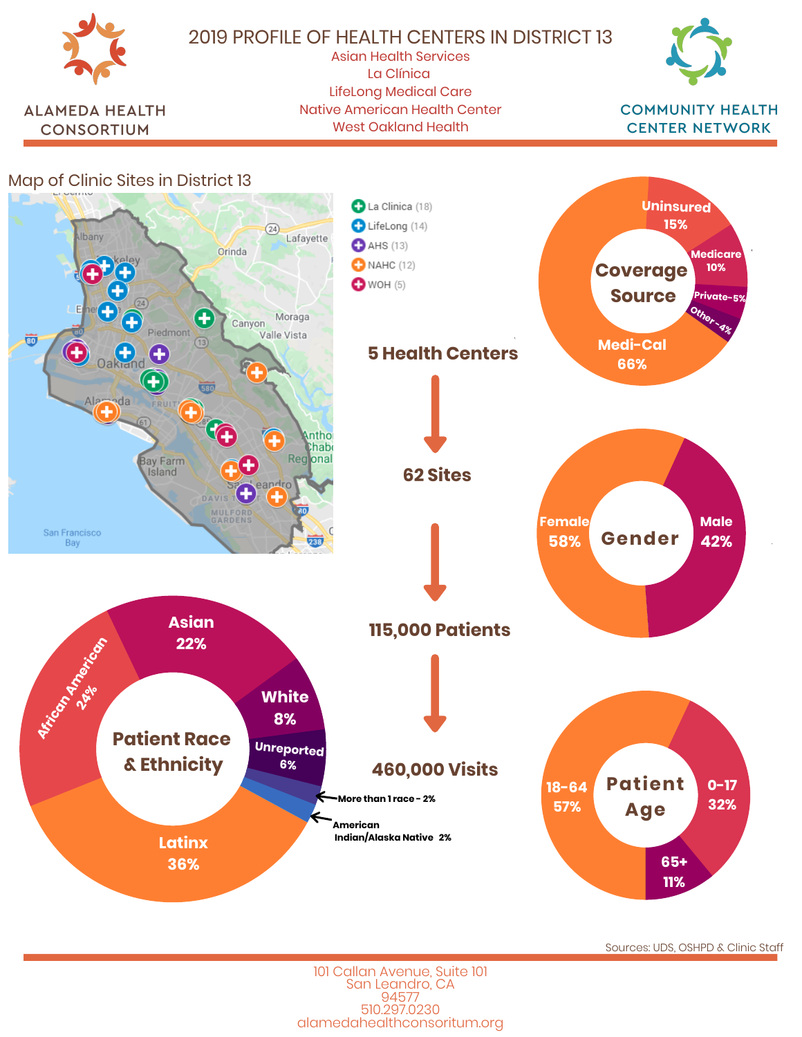# 2019 PROFILE OF HEALTH CENTERS IN DISTRICT 13

ALAMEDA HEALTH CONSORTIUM

COMMUNITY HEALTH CENTER NETWORK

- Asian Health Services
- La Clínica
- LifeLong Medical Care
- Native American Health Center
- West Oakland Health

## Map of Clinic Sites in District 13

- La Clinica (18)
- LifeLong (14)
- AHS (13)
- NAHC (12)
- WOH (5)

**5 Health Centers** → **62 Sites** → **115,000 Patients** → **460,000 Visits**

### Coverage Source

| Source | Percent |
|---|---|
| Medi-Cal | 66% |
| Uninsured | 15% |
| Medicare | 10% |
| Private | 5% |
| Other | 4% |

### Gender

| Gender | Percent |
|---|---|
| Female | 58% |
| Male | 42% |

### Patient Race & Ethnicity

| Race/Ethnicity | Percent |
|---|---|
| Latinx | 36% |
| African American | 24% |
| Asian | 22% |
| White | 8% |
| Unreported | 6% |
| More than 1 race | 2% |
| American Indian/Alaska Native | 2% |

### Patient Age

| Age | Percent |
|---|---|
| 0-17 | 32% |
| 18-64 | 57% |
| 65+ | 11% |

Sources: UDS, OSHPD & Clinic Staff

101 Callan Avenue, Suite 101
San Leandro, CA
94577
510.297.0230
alamedahealthconsoritum.org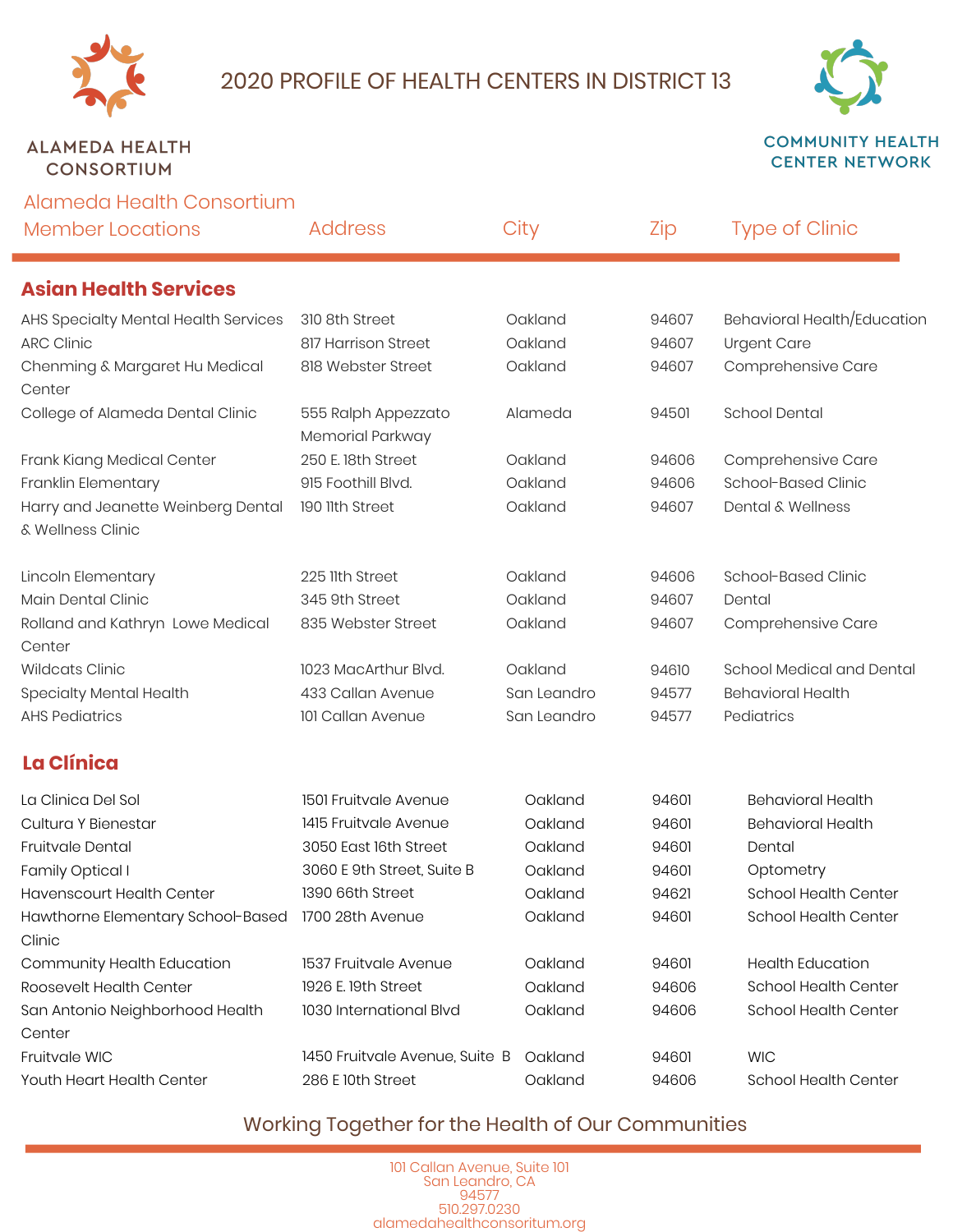# 2020 PROFILE OF HEALTH CENTERS IN DISTRICT 13

ALAMEDA HEALTH CONSORTIUM

COMMUNITY HEALTH CENTER NETWORK

| Alameda Health Consortium Member Locations | Address | City | Zip | Type of Clinic |
|---|---|---|---|---|
| **Asian Health Services** | | | | |
| AHS Specialty Mental Health Services | 310 8th Street | Oakland | 94607 | Behavioral Health/Education |
| ARC Clinic | 817 Harrison Street | Oakland | 94607 | Urgent Care |
| Chenming & Margaret Hu Medical Center | 818 Webster Street | Oakland | 94607 | Comprehensive Care |
| College of Alameda Dental Clinic | 555 Ralph Appezzato Memorial Parkway | Alameda | 94501 | School Dental |
| Frank Kiang Medical Center | 250 E. 18th Street | Oakland | 94606 | Comprehensive Care |
| Franklin Elementary | 915 Foothill Blvd. | Oakland | 94606 | School-Based Clinic |
| Harry and Jeanette Weinberg Dental & Wellness Clinic | 190 11th Street | Oakland | 94607 | Dental & Wellness |
| Lincoln Elementary | 225 11th Street | Oakland | 94606 | School-Based Clinic |
| Main Dental Clinic | 345 9th Street | Oakland | 94607 | Dental |
| Rolland and Kathryn Lowe Medical Center | 835 Webster Street | Oakland | 94607 | Comprehensive Care |
| Wildcats Clinic | 1023 MacArthur Blvd. | Oakland | 94610 | School Medical and Dental |
| Specialty Mental Health | 433 Callan Avenue | San Leandro | 94577 | Behavioral Health |
| AHS Pediatrics | 101 Callan Avenue | San Leandro | 94577 | Pediatrics |
| **La Clínica** | | | | |
| La Clinica Del Sol | 1501 Fruitvale Avenue | Oakland | 94601 | Behavioral Health |
| Cultura Y Bienestar | 1415 Fruitvale Avenue | Oakland | 94601 | Behavioral Health |
| Fruitvale Dental | 3050 East 16th Street | Oakland | 94601 | Dental |
| Family Optical I | 3060 E 9th Street, Suite B | Oakland | 94601 | Optometry |
| Havenscourt Health Center | 1390 66th Street | Oakland | 94621 | School Health Center |
| Hawthorne Elementary School-Based Clinic | 1700 28th Avenue | Oakland | 94601 | School Health Center |
| Community Health Education | 1537 Fruitvale Avenue | Oakland | 94601 | Health Education |
| Roosevelt Health Center | 1926 E. 19th Street | Oakland | 94606 | School Health Center |
| San Antonio Neighborhood Health Center | 1030 International Blvd | Oakland | 94606 | School Health Center |
| Fruitvale WIC | 1450 Fruitvale Avenue, Suite B | Oakland | 94601 | WIC |
| Youth Heart Health Center | 286 E 10th Street | Oakland | 94606 | School Health Center |

Working Together for the Health of Our Communities

101 Callan Avenue, Suite 101
San Leandro, CA
94577
510.297.0230
alamedahealthconsortium.org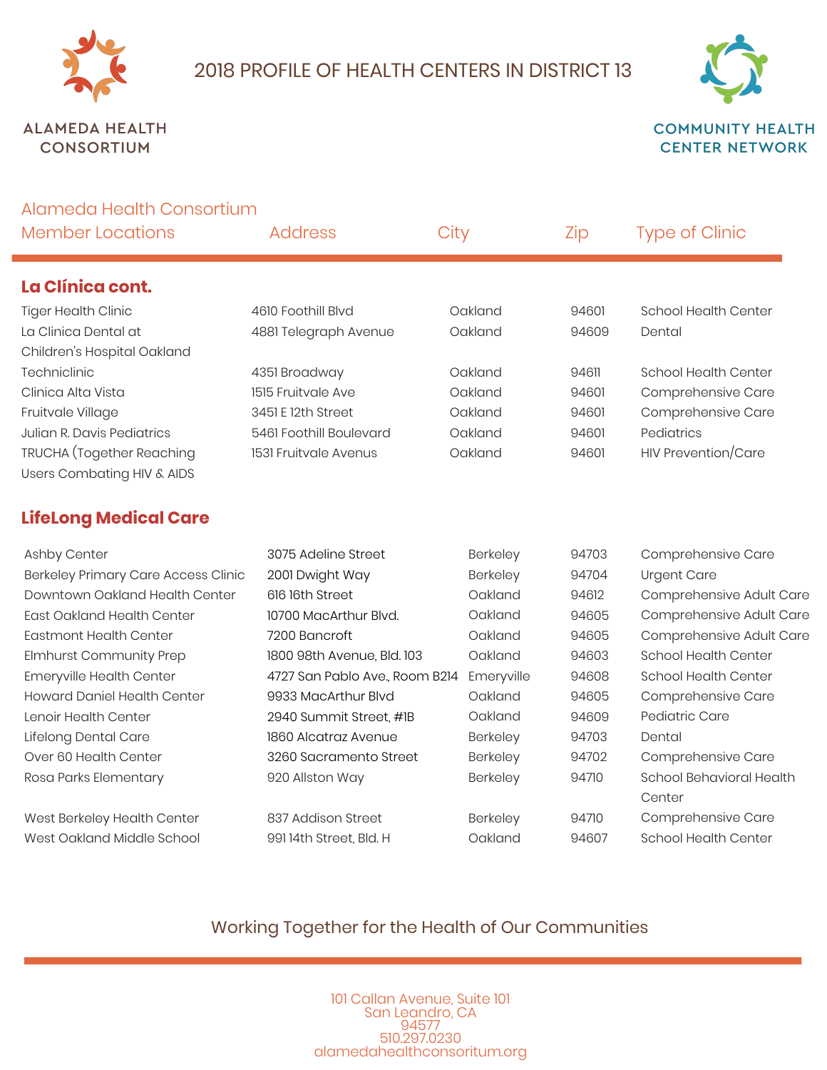ALAMEDA HEALTH CONSORTIUM

# 2018 PROFILE OF HEALTH CENTERS IN DISTRICT 13

COMMUNITY HEALTH CENTER NETWORK

| Alameda Health Consortium Member Locations | Address | City | Zip | Type of Clinic |
|---|---|---|---|---|
| **La Clínica cont.** | | | | |
| Tiger Health Clinic | 4610 Foothill Blvd | Oakland | 94601 | School Health Center |
| La Clinica Dental at Children's Hospital Oakland | 4881 Telegraph Avenue | Oakland | 94609 | Dental |
| Techniclinic | 4351 Broadway | Oakland | 94611 | School Health Center |
| Clinica Alta Vista | 1515 Fruitvale Ave | Oakland | 94601 | Comprehensive Care |
| Fruitvale Village | 3451 E 12th Street | Oakland | 94601 | Comprehensive Care |
| Julian R. Davis Pediatrics | 5461 Foothill Boulevard | Oakland | 94601 | Pediatrics |
| TRUCHA (Together Reaching Users Combating HIV & AIDS | 1531 Fruitvale Avenus | Oakland | 94601 | HIV Prevention/Care |
| **LifeLong Medical Care** | | | | |
| Ashby Center | 3075 Adeline Street | Berkeley | 94703 | Comprehensive Care |
| Berkeley Primary Care Access Clinic | 2001 Dwight Way | Berkeley | 94704 | Urgent Care |
| Downtown Oakland Health Center | 616 16th Street | Oakland | 94612 | Comprehensive Adult Care |
| East Oakland Health Center | 10700 MacArthur Blvd. | Oakland | 94605 | Comprehensive Adult Care |
| Eastmont Health Center | 7200 Bancroft | Oakland | 94605 | Comprehensive Adult Care |
| Elmhurst Community Prep | 1800 98th Avenue, Bld. 103 | Oakland | 94603 | School Health Center |
| Emeryville Health Center | 4727 San Pablo Ave., Room B214 | Emeryville | 94608 | School Health Center |
| Howard Daniel Health Center | 9933 MacArthur Blvd | Oakland | 94605 | Comprehensive Care |
| Lenoir Health Center | 2940 Summit Street, #1B | Oakland | 94609 | Pediatric Care |
| Lifelong Dental Care | 1860 Alcatraz Avenue | Berkeley | 94703 | Dental |
| Over 60 Health Center | 3260 Sacramento Street | Berkeley | 94702 | Comprehensive Care |
| Rosa Parks Elementary | 920 Allston Way | Berkeley | 94710 | School Behavioral Health Center |
| West Berkeley Health Center | 837 Addison Street | Berkeley | 94710 | Comprehensive Care |
| West Oakland Middle School | 991 14th Street, Bld. H | Oakland | 94607 | School Health Center |

Working Together for the Health of Our Communities

101 Callan Avenue, Suite 101
San Leandro, CA
94577
510.297.0230
alamedahealthconsoritum.org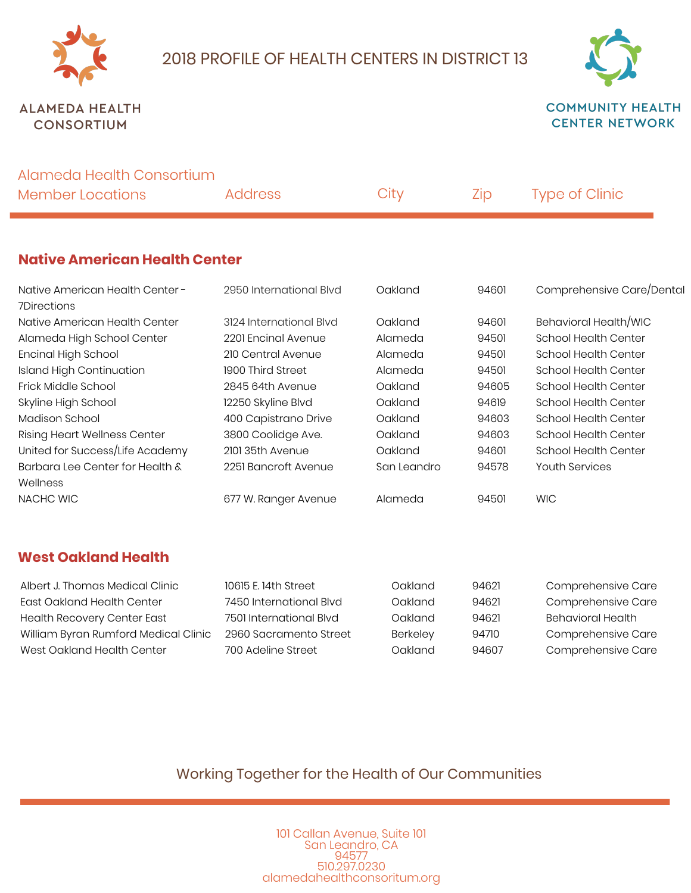ALAMEDA HEALTH CONSORTIUM

# 2018 PROFILE OF HEALTH CENTERS IN DISTRICT 13

COMMUNITY HEALTH CENTER NETWORK

| Alameda Health Consortium Member Locations | Address | City | Zip | Type of Clinic |
|---|---|---|---|---|
| **Native American Health Center** | | | | |
| Native American Health Center - 7Directions | 2950 International Blvd | Oakland | 94601 | Comprehensive Care/Dental |
| Native American Health Center | 3124 International Blvd | Oakland | 94601 | Behavioral Health/WIC |
| Alameda High School Center | 2201 Encinal Avenue | Alameda | 94501 | School Health Center |
| Encinal High School | 210 Central Avenue | Alameda | 94501 | School Health Center |
| Island High Continuation | 1900 Third Street | Alameda | 94501 | School Health Center |
| Frick Middle School | 2845 64th Avenue | Oakland | 94605 | School Health Center |
| Skyline High School | 12250 Skyline Blvd | Oakland | 94619 | School Health Center |
| Madison School | 400 Capistrano Drive | Oakland | 94603 | School Health Center |
| Rising Heart Wellness Center | 3800 Coolidge Ave. | Oakland | 94603 | School Health Center |
| United for Success/Life Academy | 2101 35th Avenue | Oakland | 94601 | School Health Center |
| Barbara Lee Center for Health & Wellness | 2251 Bancroft Avenue | San Leandro | 94578 | Youth Services |
| NACHC WIC | 677 W. Ranger Avenue | Alameda | 94501 | WIC |
| **West Oakland Health** | | | | |
| Albert J. Thomas Medical Clinic | 10615 E. 14th Street | Oakland | 94621 | Comprehensive Care |
| East Oakland Health Center | 7450 International Blvd | Oakland | 94621 | Comprehensive Care |
| Health Recovery Center East | 7501 International Blvd | Oakland | 94621 | Behavioral Health |
| William Byran Rumford Medical Clinic | 2960 Sacramento Street | Berkeley | 94710 | Comprehensive Care |
| West Oakland Health Center | 700 Adeline Street | Oakland | 94607 | Comprehensive Care |

Working Together for the Health of Our Communities

101 Callan Avenue, Suite 101
San Leandro, CA
94577
510.297.0230
alamedahealthconsoritum.org